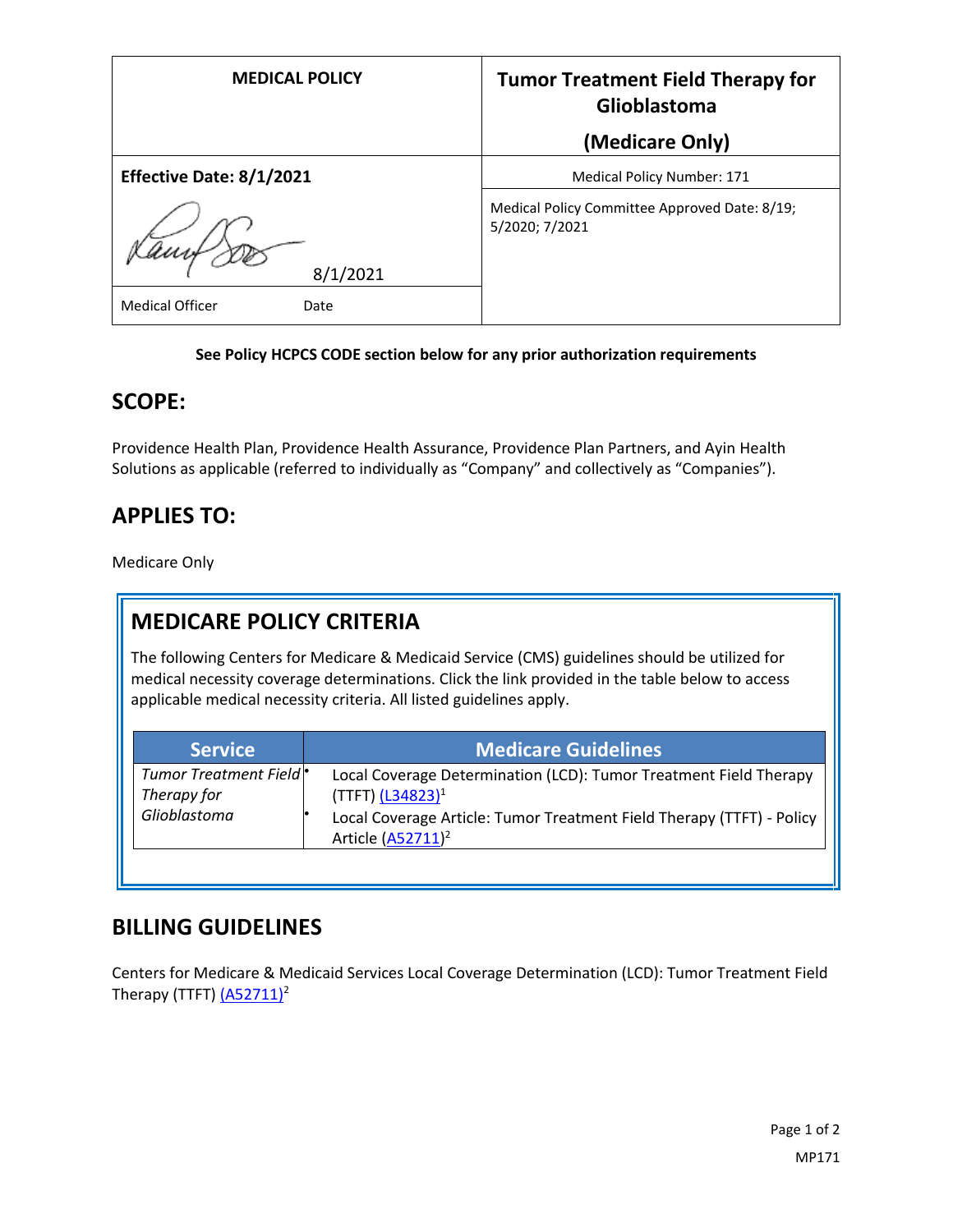| MEDICAL POLICY | Tumor Treatment Field Therapy for Glioblastoma (Medicare Only) |
|---|---|
| **Effective Date: 8/1/2021** | Medical Policy Number: 171 |
| 8/1/2021 | Medical Policy Committee Approved Date: 8/19; 5/2020; 7/2021 |
| Medical Officer Date | |

**See Policy HCPCS CODE section below for any prior authorization requirements**

## SCOPE:

Providence Health Plan, Providence Health Assurance, Providence Plan Partners, and Ayin Health Solutions as applicable (referred to individually as "Company" and collectively as "Companies").

## APPLIES TO:

Medicare Only

## MEDICARE POLICY CRITERIA

The following Centers for Medicare & Medicaid Service (CMS) guidelines should be utilized for medical necessity coverage determinations. Click the link provided in the table below to access applicable medical necessity criteria. All listed guidelines apply.

| Service | Medicare Guidelines |
|---|---|
| *Tumor Treatment Field Therapy for Glioblastoma* | • Local Coverage Determination (LCD): Tumor Treatment Field Therapy (TTFT) (L34823)[1]<br>• Local Coverage Article: Tumor Treatment Field Therapy (TTFT) - Policy Article (A52711)[2] |

## BILLING GUIDELINES

Centers for Medicare & Medicaid Services Local Coverage Determination (LCD): Tumor Treatment Field Therapy (TTFT) (A52711)[2]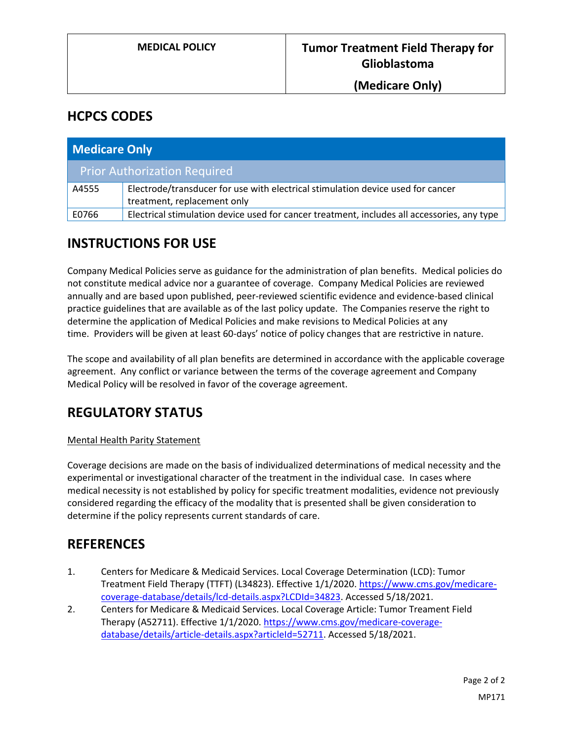## HCPCS CODES

| Medicare Only | |
|---|---|
| **Prior Authorization Required** | |
| A4555 | Electrode/transducer for use with electrical stimulation device used for cancer treatment, replacement only |
| E0766 | Electrical stimulation device used for cancer treatment, includes all accessories, any type |

## INSTRUCTIONS FOR USE

Company Medical Policies serve as guidance for the administration of plan benefits. Medical policies do not constitute medical advice nor a guarantee of coverage. Company Medical Policies are reviewed annually and are based upon published, peer-reviewed scientific evidence and evidence-based clinical practice guidelines that are available as of the last policy update. The Companies reserve the right to determine the application of Medical Policies and make revisions to Medical Policies at any time. Providers will be given at least 60-days' notice of policy changes that are restrictive in nature.

The scope and availability of all plan benefits are determined in accordance with the applicable coverage agreement. Any conflict or variance between the terms of the coverage agreement and Company Medical Policy will be resolved in favor of the coverage agreement.

## REGULATORY STATUS

Mental Health Parity Statement

Coverage decisions are made on the basis of individualized determinations of medical necessity and the experimental or investigational character of the treatment in the individual case. In cases where medical necessity is not established by policy for specific treatment modalities, evidence not previously considered regarding the efficacy of the modality that is presented shall be given consideration to determine if the policy represents current standards of care.

## REFERENCES

1. Centers for Medicare & Medicaid Services. Local Coverage Determination (LCD): Tumor Treatment Field Therapy (TTFT) (L34823). Effective 1/1/2020. https://www.cms.gov/medicare-coverage-database/details/lcd-details.aspx?LCDId=34823. Accessed 5/18/2021.
2. Centers for Medicare & Medicaid Services. Local Coverage Article: Tumor Treament Field Therapy (A52711). Effective 1/1/2020. https://www.cms.gov/medicare-coverage-database/details/article-details.aspx?articleId=52711. Accessed 5/18/2021.